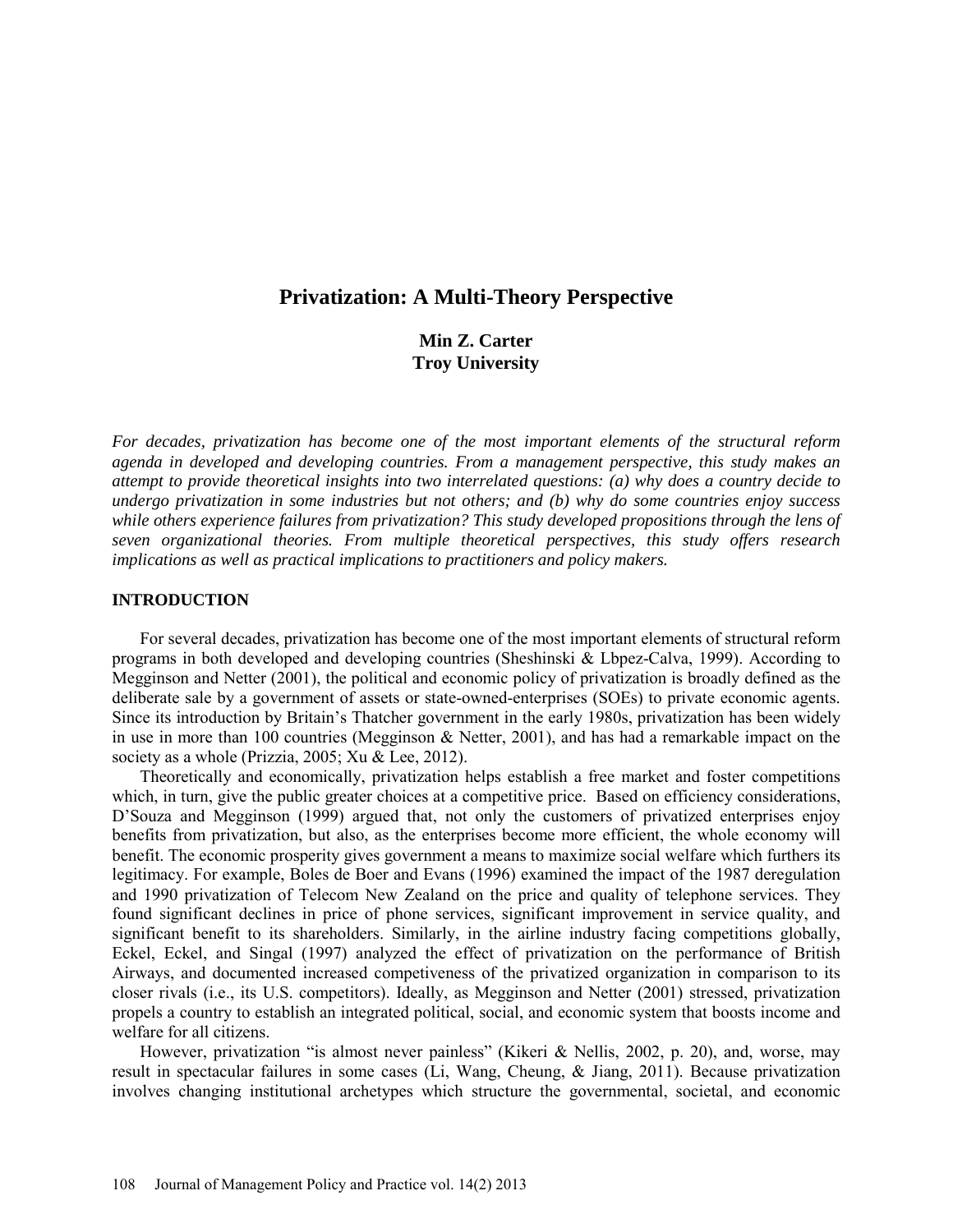# Privatization: A Multi-Theory Perspective

**Min Z. Carter**
**Troy University**

*For decades, privatization has become one of the most important elements of the structural reform agenda in developed and developing countries. From a management perspective, this study makes an attempt to provide theoretical insights into two interrelated questions: (a) why does a country decide to undergo privatization in some industries but not others; and (b) why do some countries enjoy success while others experience failures from privatization? This study developed propositions through the lens of seven organizational theories. From multiple theoretical perspectives, this study offers research implications as well as practical implications to practitioners and policy makers.*

## INTRODUCTION

For several decades, privatization has become one of the most important elements of structural reform programs in both developed and developing countries (Sheshinski & Lbpez-Calva, 1999). According to Megginson and Netter (2001), the political and economic policy of privatization is broadly defined as the deliberate sale by a government of assets or state-owned-enterprises (SOEs) to private economic agents. Since its introduction by Britain's Thatcher government in the early 1980s, privatization has been widely in use in more than 100 countries (Megginson & Netter, 2001), and has had a remarkable impact on the society as a whole (Prizzia, 2005; Xu & Lee, 2012).

Theoretically and economically, privatization helps establish a free market and foster competitions which, in turn, give the public greater choices at a competitive price. Based on efficiency considerations, D'Souza and Megginson (1999) argued that, not only the customers of privatized enterprises enjoy benefits from privatization, but also, as the enterprises become more efficient, the whole economy will benefit. The economic prosperity gives government a means to maximize social welfare which furthers its legitimacy. For example, Boles de Boer and Evans (1996) examined the impact of the 1987 deregulation and 1990 privatization of Telecom New Zealand on the price and quality of telephone services. They found significant declines in price of phone services, significant improvement in service quality, and significant benefit to its shareholders. Similarly, in the airline industry facing competitions globally, Eckel, Eckel, and Singal (1997) analyzed the effect of privatization on the performance of British Airways, and documented increased competiveness of the privatized organization in comparison to its closer rivals (i.e., its U.S. competitors). Ideally, as Megginson and Netter (2001) stressed, privatization propels a country to establish an integrated political, social, and economic system that boosts income and welfare for all citizens.

However, privatization "is almost never painless" (Kikeri & Nellis, 2002, p. 20), and, worse, may result in spectacular failures in some cases (Li, Wang, Cheung, & Jiang, 2011). Because privatization involves changing institutional archetypes which structure the governmental, societal, and economic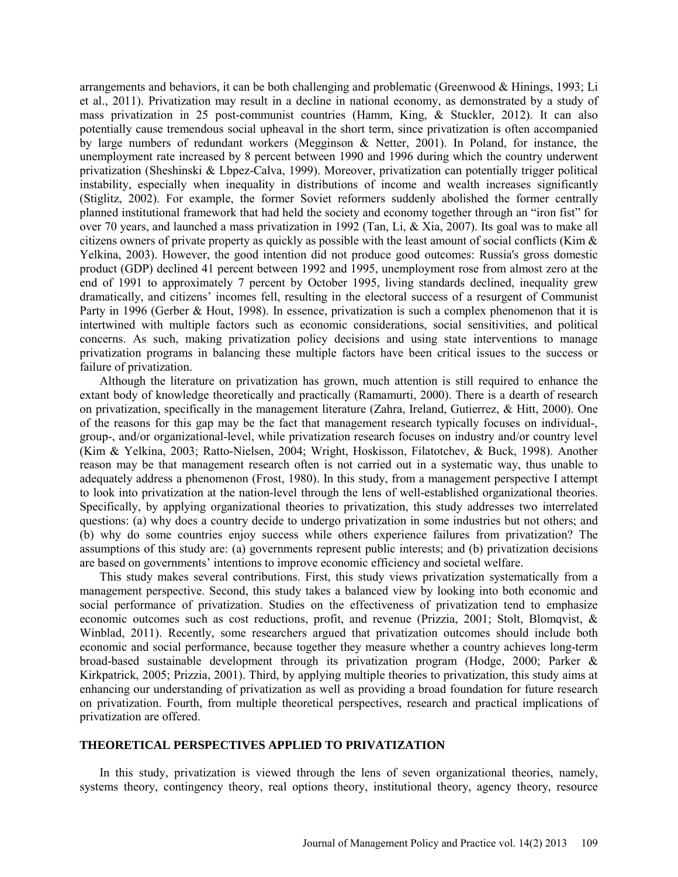arrangements and behaviors, it can be both challenging and problematic (Greenwood & Hinings, 1993; Li et al., 2011). Privatization may result in a decline in national economy, as demonstrated by a study of mass privatization in 25 post-communist countries (Hamm, King, & Stuckler, 2012). It can also potentially cause tremendous social upheaval in the short term, since privatization is often accompanied by large numbers of redundant workers (Megginson & Netter, 2001). In Poland, for instance, the unemployment rate increased by 8 percent between 1990 and 1996 during which the country underwent privatization (Sheshinski & Lbpez-Calva, 1999). Moreover, privatization can potentially trigger political instability, especially when inequality in distributions of income and wealth increases significantly (Stiglitz, 2002). For example, the former Soviet reformers suddenly abolished the former centrally planned institutional framework that had held the society and economy together through an "iron fist" for over 70 years, and launched a mass privatization in 1992 (Tan, Li, & Xia, 2007). Its goal was to make all citizens owners of private property as quickly as possible with the least amount of social conflicts (Kim & Yelkina, 2003). However, the good intention did not produce good outcomes: Russia's gross domestic product (GDP) declined 41 percent between 1992 and 1995, unemployment rose from almost zero at the end of 1991 to approximately 7 percent by October 1995, living standards declined, inequality grew dramatically, and citizens' incomes fell, resulting in the electoral success of a resurgent of Communist Party in 1996 (Gerber & Hout, 1998). In essence, privatization is such a complex phenomenon that it is intertwined with multiple factors such as economic considerations, social sensitivities, and political concerns. As such, making privatization policy decisions and using state interventions to manage privatization programs in balancing these multiple factors have been critical issues to the success or failure of privatization.

Although the literature on privatization has grown, much attention is still required to enhance the extant body of knowledge theoretically and practically (Ramamurti, 2000). There is a dearth of research on privatization, specifically in the management literature (Zahra, Ireland, Gutierrez, & Hitt, 2000). One of the reasons for this gap may be the fact that management research typically focuses on individual-, group-, and/or organizational-level, while privatization research focuses on industry and/or country level (Kim & Yelkina, 2003; Ratto-Nielsen, 2004; Wright, Hoskisson, Filatotchev, & Buck, 1998). Another reason may be that management research often is not carried out in a systematic way, thus unable to adequately address a phenomenon (Frost, 1980). In this study, from a management perspective I attempt to look into privatization at the nation-level through the lens of well-established organizational theories. Specifically, by applying organizational theories to privatization, this study addresses two interrelated questions: (a) why does a country decide to undergo privatization in some industries but not others; and (b) why do some countries enjoy success while others experience failures from privatization? The assumptions of this study are: (a) governments represent public interests; and (b) privatization decisions are based on governments' intentions to improve economic efficiency and societal welfare.

This study makes several contributions. First, this study views privatization systematically from a management perspective. Second, this study takes a balanced view by looking into both economic and social performance of privatization. Studies on the effectiveness of privatization tend to emphasize economic outcomes such as cost reductions, profit, and revenue (Prizzia, 2001; Stolt, Blomqvist, & Winblad, 2011). Recently, some researchers argued that privatization outcomes should include both economic and social performance, because together they measure whether a country achieves long-term broad-based sustainable development through its privatization program (Hodge, 2000; Parker & Kirkpatrick, 2005; Prizzia, 2001). Third, by applying multiple theories to privatization, this study aims at enhancing our understanding of privatization as well as providing a broad foundation for future research on privatization. Fourth, from multiple theoretical perspectives, research and practical implications of privatization are offered.

## THEORETICAL PERSPECTIVES APPLIED TO PRIVATIZATION

In this study, privatization is viewed through the lens of seven organizational theories, namely, systems theory, contingency theory, real options theory, institutional theory, agency theory, resource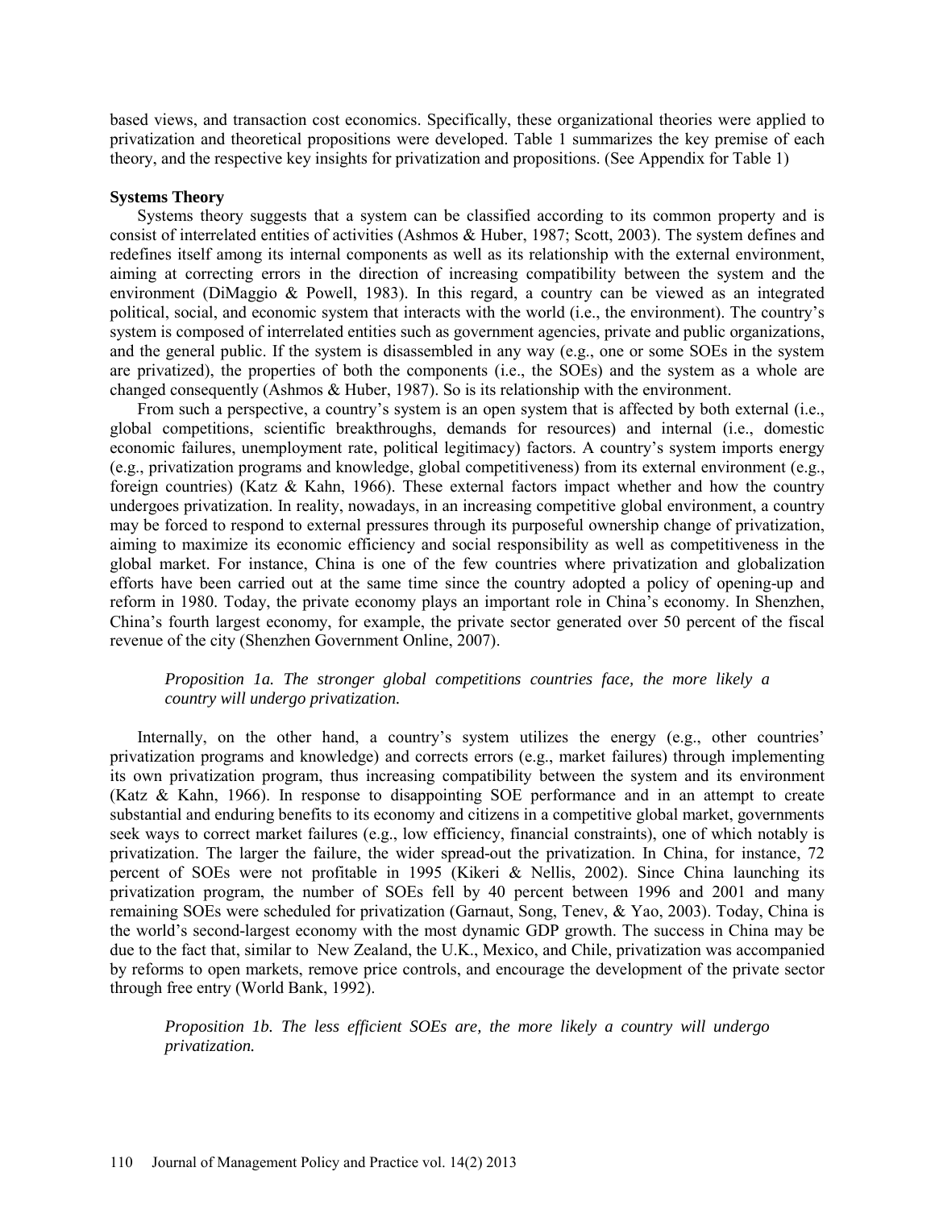based views, and transaction cost economics. Specifically, these organizational theories were applied to privatization and theoretical propositions were developed. Table 1 summarizes the key premise of each theory, and the respective key insights for privatization and propositions. (See Appendix for Table 1)

**Systems Theory**

Systems theory suggests that a system can be classified according to its common property and is consist of interrelated entities of activities (Ashmos & Huber, 1987; Scott, 2003). The system defines and redefines itself among its internal components as well as its relationship with the external environment, aiming at correcting errors in the direction of increasing compatibility between the system and the environment (DiMaggio & Powell, 1983). In this regard, a country can be viewed as an integrated political, social, and economic system that interacts with the world (i.e., the environment). The country's system is composed of interrelated entities such as government agencies, private and public organizations, and the general public. If the system is disassembled in any way (e.g., one or some SOEs in the system are privatized), the properties of both the components (i.e., the SOEs) and the system as a whole are changed consequently (Ashmos & Huber, 1987). So is its relationship with the environment.

From such a perspective, a country's system is an open system that is affected by both external (i.e., global competitions, scientific breakthroughs, demands for resources) and internal (i.e., domestic economic failures, unemployment rate, political legitimacy) factors. A country's system imports energy (e.g., privatization programs and knowledge, global competitiveness) from its external environment (e.g., foreign countries) (Katz & Kahn, 1966). These external factors impact whether and how the country undergoes privatization. In reality, nowadays, in an increasing competitive global environment, a country may be forced to respond to external pressures through its purposeful ownership change of privatization, aiming to maximize its economic efficiency and social responsibility as well as competitiveness in the global market. For instance, China is one of the few countries where privatization and globalization efforts have been carried out at the same time since the country adopted a policy of opening-up and reform in 1980. Today, the private economy plays an important role in China's economy. In Shenzhen, China's fourth largest economy, for example, the private sector generated over 50 percent of the fiscal revenue of the city (Shenzhen Government Online, 2007).

*Proposition 1a. The stronger global competitions countries face, the more likely a country will undergo privatization.*

Internally, on the other hand, a country's system utilizes the energy (e.g., other countries' privatization programs and knowledge) and corrects errors (e.g., market failures) through implementing its own privatization program, thus increasing compatibility between the system and its environment (Katz & Kahn, 1966). In response to disappointing SOE performance and in an attempt to create substantial and enduring benefits to its economy and citizens in a competitive global market, governments seek ways to correct market failures (e.g., low efficiency, financial constraints), one of which notably is privatization. The larger the failure, the wider spread-out the privatization. In China, for instance, 72 percent of SOEs were not profitable in 1995 (Kikeri & Nellis, 2002). Since China launching its privatization program, the number of SOEs fell by 40 percent between 1996 and 2001 and many remaining SOEs were scheduled for privatization (Garnaut, Song, Tenev, & Yao, 2003). Today, China is the world's second-largest economy with the most dynamic GDP growth. The success in China may be due to the fact that, similar to New Zealand, the U.K., Mexico, and Chile, privatization was accompanied by reforms to open markets, remove price controls, and encourage the development of the private sector through free entry (World Bank, 1992).

*Proposition 1b. The less efficient SOEs are, the more likely a country will undergo privatization.*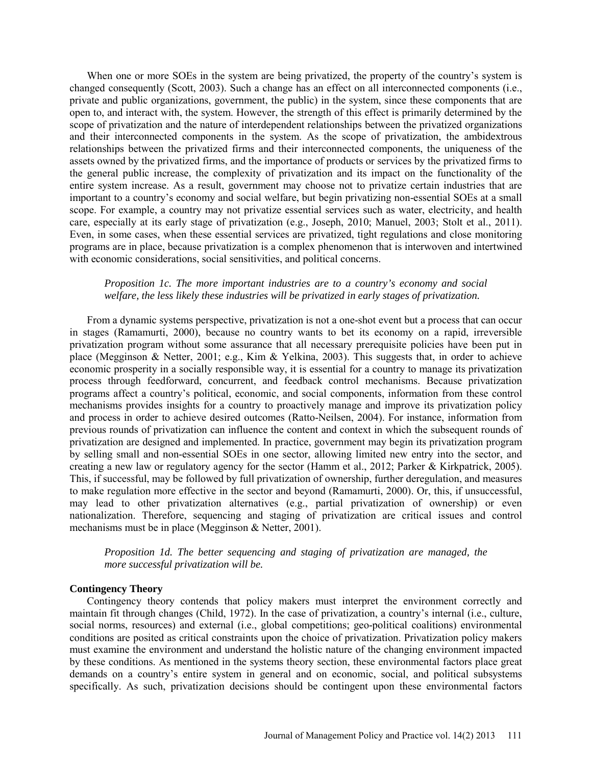When one or more SOEs in the system are being privatized, the property of the country's system is changed consequently (Scott, 2003). Such a change has an effect on all interconnected components (i.e., private and public organizations, government, the public) in the system, since these components that are open to, and interact with, the system. However, the strength of this effect is primarily determined by the scope of privatization and the nature of interdependent relationships between the privatized organizations and their interconnected components in the system. As the scope of privatization, the ambidextrous relationships between the privatized firms and their interconnected components, the uniqueness of the assets owned by the privatized firms, and the importance of products or services by the privatized firms to the general public increase, the complexity of privatization and its impact on the functionality of the entire system increase. As a result, government may choose not to privatize certain industries that are important to a country's economy and social welfare, but begin privatizing non-essential SOEs at a small scope. For example, a country may not privatize essential services such as water, electricity, and health care, especially at its early stage of privatization (e.g., Joseph, 2010; Manuel, 2003; Stolt et al., 2011). Even, in some cases, when these essential services are privatized, tight regulations and close monitoring programs are in place, because privatization is a complex phenomenon that is interwoven and intertwined with economic considerations, social sensitivities, and political concerns.

*Proposition 1c. The more important industries are to a country's economy and social welfare, the less likely these industries will be privatized in early stages of privatization.*

From a dynamic systems perspective, privatization is not a one-shot event but a process that can occur in stages (Ramamurti, 2000), because no country wants to bet its economy on a rapid, irreversible privatization program without some assurance that all necessary prerequisite policies have been put in place (Megginson & Netter, 2001; e.g., Kim & Yelkina, 2003). This suggests that, in order to achieve economic prosperity in a socially responsible way, it is essential for a country to manage its privatization process through feedforward, concurrent, and feedback control mechanisms. Because privatization programs affect a country's political, economic, and social components, information from these control mechanisms provides insights for a country to proactively manage and improve its privatization policy and process in order to achieve desired outcomes (Ratto-Neilsen, 2004). For instance, information from previous rounds of privatization can influence the content and context in which the subsequent rounds of privatization are designed and implemented. In practice, government may begin its privatization program by selling small and non-essential SOEs in one sector, allowing limited new entry into the sector, and creating a new law or regulatory agency for the sector (Hamm et al., 2012; Parker & Kirkpatrick, 2005). This, if successful, may be followed by full privatization of ownership, further deregulation, and measures to make regulation more effective in the sector and beyond (Ramamurti, 2000). Or, this, if unsuccessful, may lead to other privatization alternatives (e.g., partial privatization of ownership) or even nationalization. Therefore, sequencing and staging of privatization are critical issues and control mechanisms must be in place (Megginson & Netter, 2001).

*Proposition 1d. The better sequencing and staging of privatization are managed, the more successful privatization will be.*

### Contingency Theory

Contingency theory contends that policy makers must interpret the environment correctly and maintain fit through changes (Child, 1972). In the case of privatization, a country's internal (i.e., culture, social norms, resources) and external (i.e., global competitions; geo-political coalitions) environmental conditions are posited as critical constraints upon the choice of privatization. Privatization policy makers must examine the environment and understand the holistic nature of the changing environment impacted by these conditions. As mentioned in the systems theory section, these environmental factors place great demands on a country's entire system in general and on economic, social, and political subsystems specifically. As such, privatization decisions should be contingent upon these environmental factors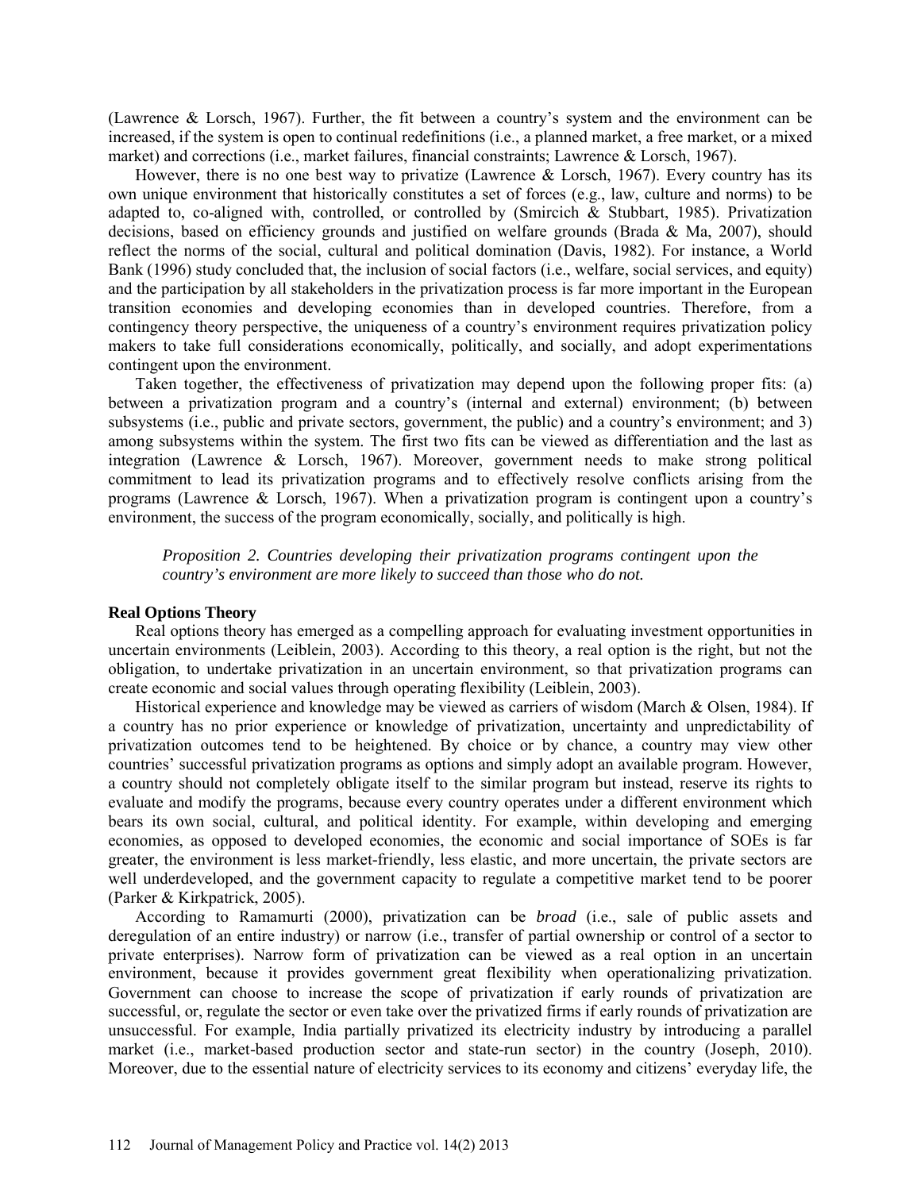(Lawrence & Lorsch, 1967). Further, the fit between a country's system and the environment can be increased, if the system is open to continual redefinitions (i.e., a planned market, a free market, or a mixed market) and corrections (i.e., market failures, financial constraints; Lawrence & Lorsch, 1967).

However, there is no one best way to privatize (Lawrence & Lorsch, 1967). Every country has its own unique environment that historically constitutes a set of forces (e.g., law, culture and norms) to be adapted to, co-aligned with, controlled, or controlled by (Smircich & Stubbart, 1985). Privatization decisions, based on efficiency grounds and justified on welfare grounds (Brada & Ma, 2007), should reflect the norms of the social, cultural and political domination (Davis, 1982). For instance, a World Bank (1996) study concluded that, the inclusion of social factors (i.e., welfare, social services, and equity) and the participation by all stakeholders in the privatization process is far more important in the European transition economies and developing economies than in developed countries. Therefore, from a contingency theory perspective, the uniqueness of a country's environment requires privatization policy makers to take full considerations economically, politically, and socially, and adopt experimentations contingent upon the environment.

Taken together, the effectiveness of privatization may depend upon the following proper fits: (a) between a privatization program and a country's (internal and external) environment; (b) between subsystems (i.e., public and private sectors, government, the public) and a country's environment; and 3) among subsystems within the system. The first two fits can be viewed as differentiation and the last as integration (Lawrence & Lorsch, 1967). Moreover, government needs to make strong political commitment to lead its privatization programs and to effectively resolve conflicts arising from the programs (Lawrence & Lorsch, 1967). When a privatization program is contingent upon a country's environment, the success of the program economically, socially, and politically is high.

> *Proposition 2. Countries developing their privatization programs contingent upon the country's environment are more likely to succeed than those who do not.*

**Real Options Theory**

Real options theory has emerged as a compelling approach for evaluating investment opportunities in uncertain environments (Leiblein, 2003). According to this theory, a real option is the right, but not the obligation, to undertake privatization in an uncertain environment, so that privatization programs can create economic and social values through operating flexibility (Leiblein, 2003).

Historical experience and knowledge may be viewed as carriers of wisdom (March & Olsen, 1984). If a country has no prior experience or knowledge of privatization, uncertainty and unpredictability of privatization outcomes tend to be heightened. By choice or by chance, a country may view other countries' successful privatization programs as options and simply adopt an available program. However, a country should not completely obligate itself to the similar program but instead, reserve its rights to evaluate and modify the programs, because every country operates under a different environment which bears its own social, cultural, and political identity. For example, within developing and emerging economies, as opposed to developed economies, the economic and social importance of SOEs is far greater, the environment is less market-friendly, less elastic, and more uncertain, the private sectors are well underdeveloped, and the government capacity to regulate a competitive market tend to be poorer (Parker & Kirkpatrick, 2005).

According to Ramamurti (2000), privatization can be *broad* (i.e., sale of public assets and deregulation of an entire industry) or narrow (i.e., transfer of partial ownership or control of a sector to private enterprises). Narrow form of privatization can be viewed as a real option in an uncertain environment, because it provides government great flexibility when operationalizing privatization. Government can choose to increase the scope of privatization if early rounds of privatization are successful, or, regulate the sector or even take over the privatized firms if early rounds of privatization are unsuccessful. For example, India partially privatized its electricity industry by introducing a parallel market (i.e., market-based production sector and state-run sector) in the country (Joseph, 2010). Moreover, due to the essential nature of electricity services to its economy and citizens' everyday life, the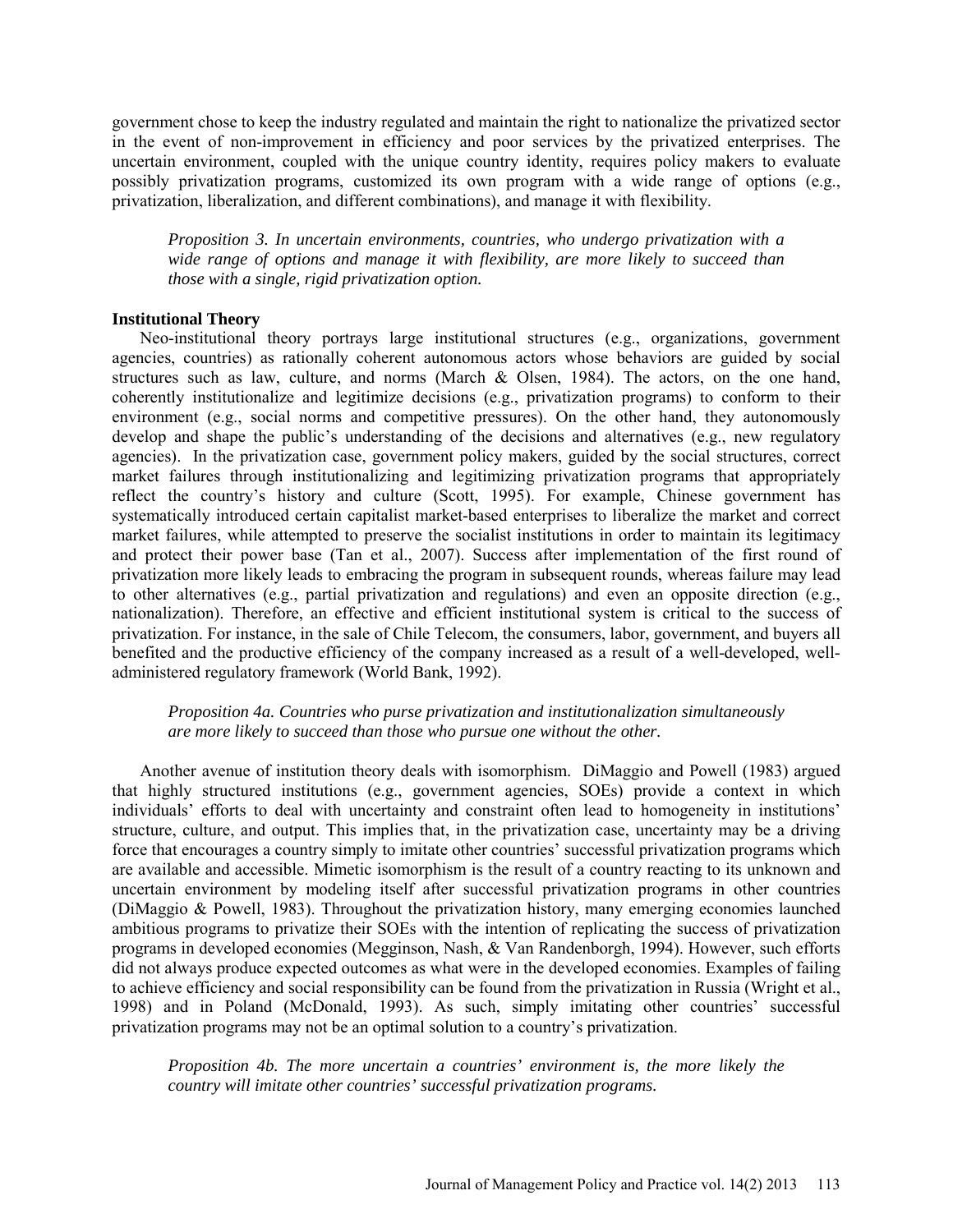government chose to keep the industry regulated and maintain the right to nationalize the privatized sector in the event of non-improvement in efficiency and poor services by the privatized enterprises. The uncertain environment, coupled with the unique country identity, requires policy makers to evaluate possibly privatization programs, customized its own program with a wide range of options (e.g., privatization, liberalization, and different combinations), and manage it with flexibility.

> *Proposition 3. In uncertain environments, countries, who undergo privatization with a wide range of options and manage it with flexibility, are more likely to succeed than those with a single, rigid privatization option.*

**Institutional Theory**

Neo-institutional theory portrays large institutional structures (e.g., organizations, government agencies, countries) as rationally coherent autonomous actors whose behaviors are guided by social structures such as law, culture, and norms (March & Olsen, 1984). The actors, on the one hand, coherently institutionalize and legitimize decisions (e.g., privatization programs) to conform to their environment (e.g., social norms and competitive pressures). On the other hand, they autonomously develop and shape the public's understanding of the decisions and alternatives (e.g., new regulatory agencies). In the privatization case, government policy makers, guided by the social structures, correct market failures through institutionalizing and legitimizing privatization programs that appropriately reflect the country's history and culture (Scott, 1995). For example, Chinese government has systematically introduced certain capitalist market-based enterprises to liberalize the market and correct market failures, while attempted to preserve the socialist institutions in order to maintain its legitimacy and protect their power base (Tan et al., 2007). Success after implementation of the first round of privatization more likely leads to embracing the program in subsequent rounds, whereas failure may lead to other alternatives (e.g., partial privatization and regulations) and even an opposite direction (e.g., nationalization). Therefore, an effective and efficient institutional system is critical to the success of privatization. For instance, in the sale of Chile Telecom, the consumers, labor, government, and buyers all benefited and the productive efficiency of the company increased as a result of a well-developed, well-administered regulatory framework (World Bank, 1992).

> *Proposition 4a. Countries who purse privatization and institutionalization simultaneously are more likely to succeed than those who pursue one without the other.*

Another avenue of institution theory deals with isomorphism. DiMaggio and Powell (1983) argued that highly structured institutions (e.g., government agencies, SOEs) provide a context in which individuals' efforts to deal with uncertainty and constraint often lead to homogeneity in institutions' structure, culture, and output. This implies that, in the privatization case, uncertainty may be a driving force that encourages a country simply to imitate other countries' successful privatization programs which are available and accessible. Mimetic isomorphism is the result of a country reacting to its unknown and uncertain environment by modeling itself after successful privatization programs in other countries (DiMaggio & Powell, 1983). Throughout the privatization history, many emerging economies launched ambitious programs to privatize their SOEs with the intention of replicating the success of privatization programs in developed economies (Megginson, Nash, & Van Randenborgh, 1994). However, such efforts did not always produce expected outcomes as what were in the developed economies. Examples of failing to achieve efficiency and social responsibility can be found from the privatization in Russia (Wright et al., 1998) and in Poland (McDonald, 1993). As such, simply imitating other countries' successful privatization programs may not be an optimal solution to a country's privatization.

> *Proposition 4b. The more uncertain a countries' environment is, the more likely the country will imitate other countries' successful privatization programs.*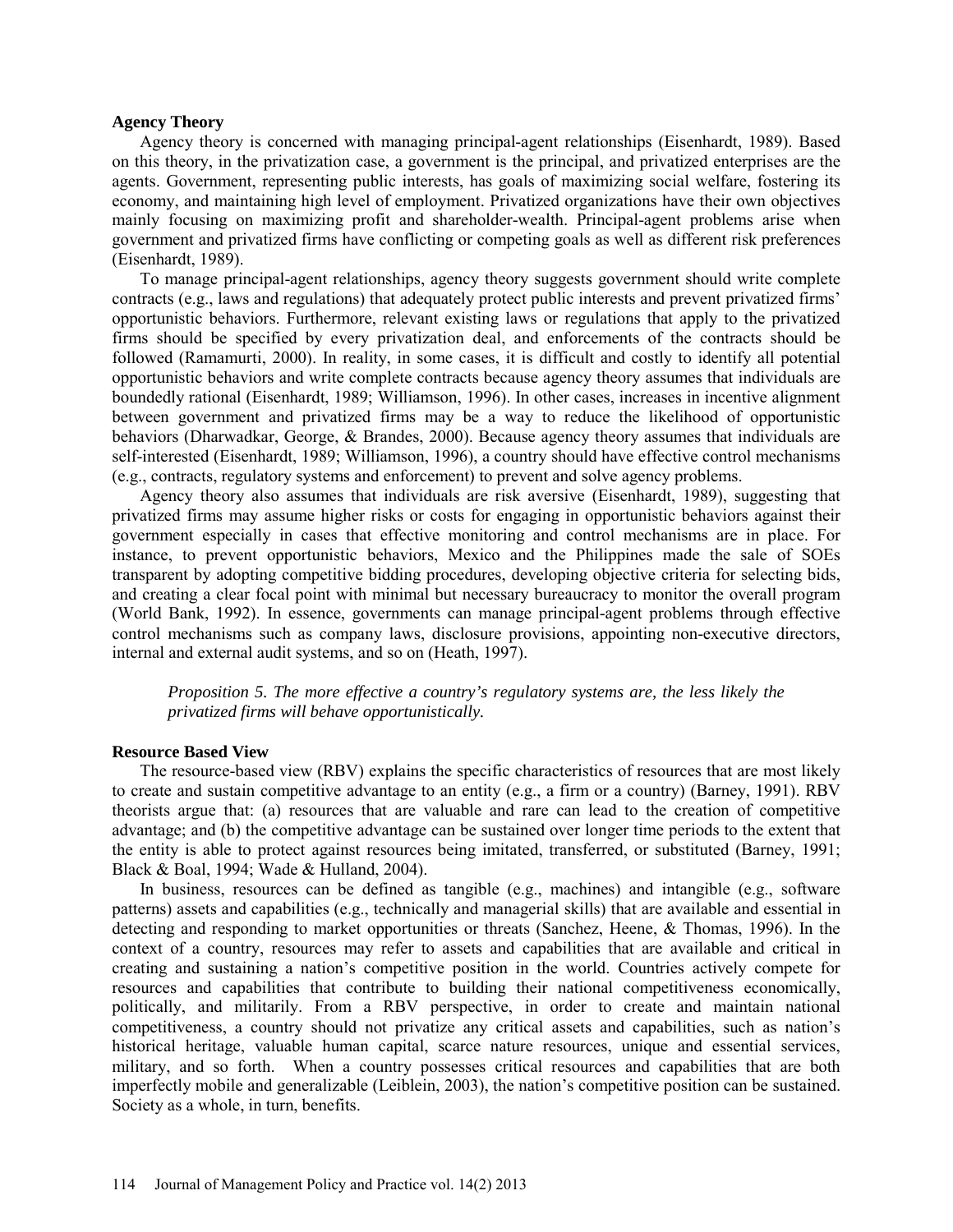### Agency Theory

Agency theory is concerned with managing principal-agent relationships (Eisenhardt, 1989). Based on this theory, in the privatization case, a government is the principal, and privatized enterprises are the agents. Government, representing public interests, has goals of maximizing social welfare, fostering its economy, and maintaining high level of employment. Privatized organizations have their own objectives mainly focusing on maximizing profit and shareholder-wealth. Principal-agent problems arise when government and privatized firms have conflicting or competing goals as well as different risk preferences (Eisenhardt, 1989).

To manage principal-agent relationships, agency theory suggests government should write complete contracts (e.g., laws and regulations) that adequately protect public interests and prevent privatized firms' opportunistic behaviors. Furthermore, relevant existing laws or regulations that apply to the privatized firms should be specified by every privatization deal, and enforcements of the contracts should be followed (Ramamurti, 2000). In reality, in some cases, it is difficult and costly to identify all potential opportunistic behaviors and write complete contracts because agency theory assumes that individuals are boundedly rational (Eisenhardt, 1989; Williamson, 1996). In other cases, increases in incentive alignment between government and privatized firms may be a way to reduce the likelihood of opportunistic behaviors (Dharwadkar, George, & Brandes, 2000). Because agency theory assumes that individuals are self-interested (Eisenhardt, 1989; Williamson, 1996), a country should have effective control mechanisms (e.g., contracts, regulatory systems and enforcement) to prevent and solve agency problems.

Agency theory also assumes that individuals are risk aversive (Eisenhardt, 1989), suggesting that privatized firms may assume higher risks or costs for engaging in opportunistic behaviors against their government especially in cases that effective monitoring and control mechanisms are in place. For instance, to prevent opportunistic behaviors, Mexico and the Philippines made the sale of SOEs transparent by adopting competitive bidding procedures, developing objective criteria for selecting bids, and creating a clear focal point with minimal but necessary bureaucracy to monitor the overall program (World Bank, 1992). In essence, governments can manage principal-agent problems through effective control mechanisms such as company laws, disclosure provisions, appointing non-executive directors, internal and external audit systems, and so on (Heath, 1997).

*Proposition 5. The more effective a country's regulatory systems are, the less likely the privatized firms will behave opportunistically.*

### Resource Based View

The resource-based view (RBV) explains the specific characteristics of resources that are most likely to create and sustain competitive advantage to an entity (e.g., a firm or a country) (Barney, 1991). RBV theorists argue that: (a) resources that are valuable and rare can lead to the creation of competitive advantage; and (b) the competitive advantage can be sustained over longer time periods to the extent that the entity is able to protect against resources being imitated, transferred, or substituted (Barney, 1991; Black & Boal, 1994; Wade & Hulland, 2004).

In business, resources can be defined as tangible (e.g., machines) and intangible (e.g., software patterns) assets and capabilities (e.g., technically and managerial skills) that are available and essential in detecting and responding to market opportunities or threats (Sanchez, Heene, & Thomas, 1996). In the context of a country, resources may refer to assets and capabilities that are available and critical in creating and sustaining a nation's competitive position in the world. Countries actively compete for resources and capabilities that contribute to building their national competitiveness economically, politically, and militarily. From a RBV perspective, in order to create and maintain national competitiveness, a country should not privatize any critical assets and capabilities, such as nation's historical heritage, valuable human capital, scarce nature resources, unique and essential services, military, and so forth. When a country possesses critical resources and capabilities that are both imperfectly mobile and generalizable (Leiblein, 2003), the nation's competitive position can be sustained. Society as a whole, in turn, benefits.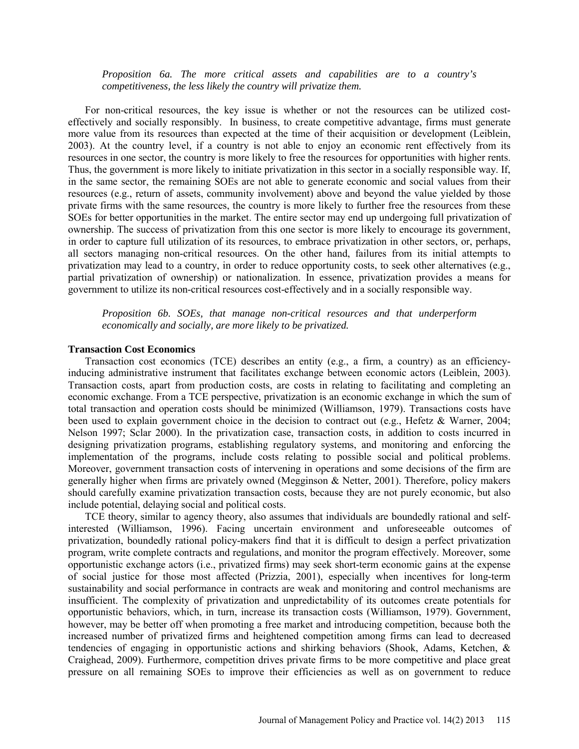*Proposition 6a. The more critical assets and capabilities are to a country's competitiveness, the less likely the country will privatize them.*

For non-critical resources, the key issue is whether or not the resources can be utilized cost-effectively and socially responsibly. In business, to create competitive advantage, firms must generate more value from its resources than expected at the time of their acquisition or development (Leiblein, 2003). At the country level, if a country is not able to enjoy an economic rent effectively from its resources in one sector, the country is more likely to free the resources for opportunities with higher rents. Thus, the government is more likely to initiate privatization in this sector in a socially responsible way. If, in the same sector, the remaining SOEs are not able to generate economic and social values from their resources (e.g., return of assets, community involvement) above and beyond the value yielded by those private firms with the same resources, the country is more likely to further free the resources from these SOEs for better opportunities in the market. The entire sector may end up undergoing full privatization of ownership. The success of privatization from this one sector is more likely to encourage its government, in order to capture full utilization of its resources, to embrace privatization in other sectors, or, perhaps, all sectors managing non-critical resources. On the other hand, failures from its initial attempts to privatization may lead to a country, in order to reduce opportunity costs, to seek other alternatives (e.g., partial privatization of ownership) or nationalization. In essence, privatization provides a means for government to utilize its non-critical resources cost-effectively and in a socially responsible way.

*Proposition 6b. SOEs, that manage non-critical resources and that underperform economically and socially, are more likely to be privatized.*

**Transaction Cost Economics**

Transaction cost economics (TCE) describes an entity (e.g., a firm, a country) as an efficiency-inducing administrative instrument that facilitates exchange between economic actors (Leiblein, 2003). Transaction costs, apart from production costs, are costs in relating to facilitating and completing an economic exchange. From a TCE perspective, privatization is an economic exchange in which the sum of total transaction and operation costs should be minimized (Williamson, 1979). Transactions costs have been used to explain government choice in the decision to contract out (e.g., Hefetz & Warner, 2004; Nelson 1997; Sclar 2000). In the privatization case, transaction costs, in addition to costs incurred in designing privatization programs, establishing regulatory systems, and monitoring and enforcing the implementation of the programs, include costs relating to possible social and political problems. Moreover, government transaction costs of intervening in operations and some decisions of the firm are generally higher when firms are privately owned (Megginson & Netter, 2001). Therefore, policy makers should carefully examine privatization transaction costs, because they are not purely economic, but also include potential, delaying social and political costs.

TCE theory, similar to agency theory, also assumes that individuals are boundedly rational and self-interested (Williamson, 1996). Facing uncertain environment and unforeseeable outcomes of privatization, boundedly rational policy-makers find that it is difficult to design a perfect privatization program, write complete contracts and regulations, and monitor the program effectively. Moreover, some opportunistic exchange actors (i.e., privatized firms) may seek short-term economic gains at the expense of social justice for those most affected (Prizzia, 2001), especially when incentives for long-term sustainability and social performance in contracts are weak and monitoring and control mechanisms are insufficient. The complexity of privatization and unpredictability of its outcomes create potentials for opportunistic behaviors, which, in turn, increase its transaction costs (Williamson, 1979). Government, however, may be better off when promoting a free market and introducing competition, because both the increased number of privatized firms and heightened competition among firms can lead to decreased tendencies of engaging in opportunistic actions and shirking behaviors (Shook, Adams, Ketchen, & Craighead, 2009). Furthermore, competition drives private firms to be more competitive and place great pressure on all remaining SOEs to improve their efficiencies as well as on government to reduce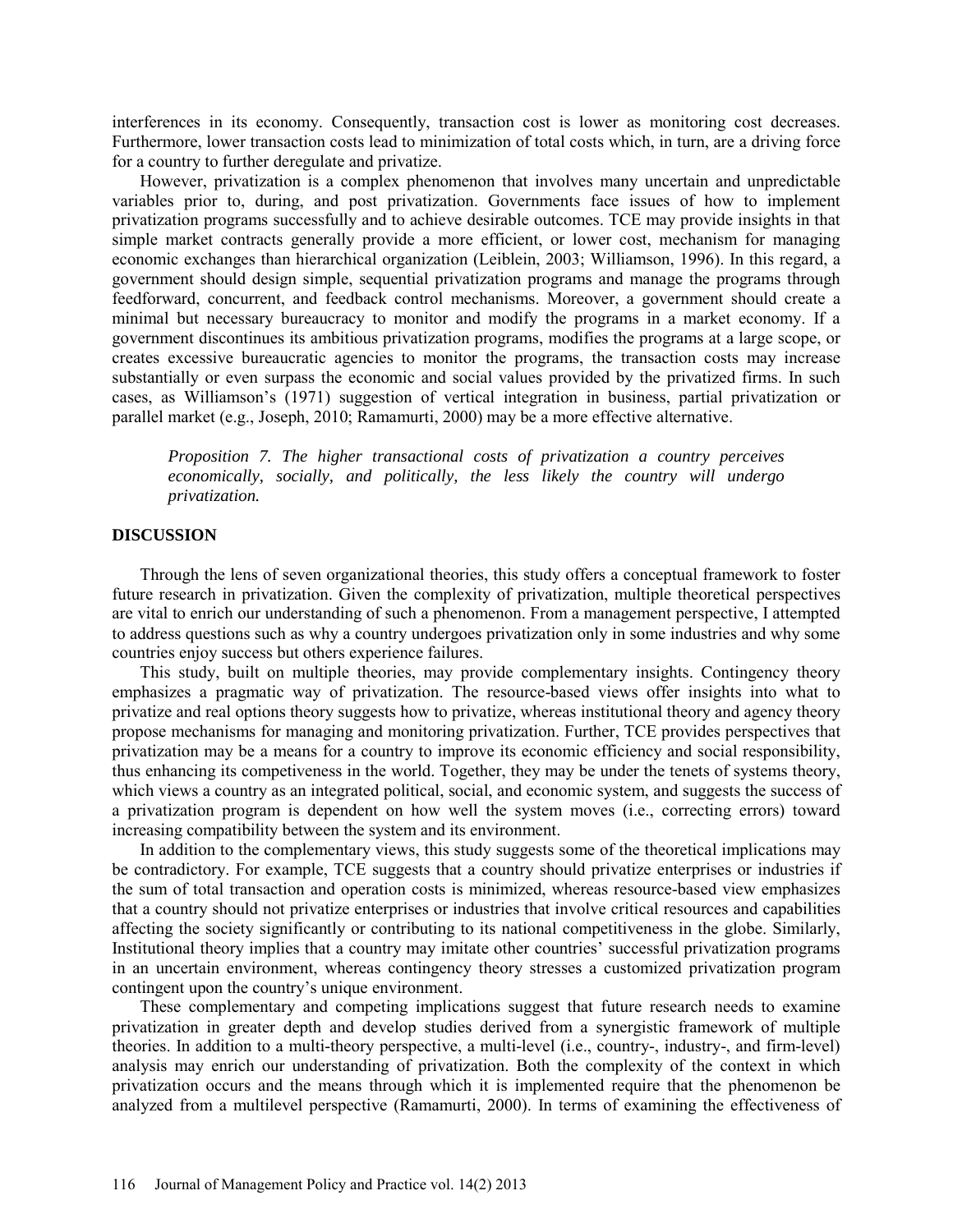interferences in its economy. Consequently, transaction cost is lower as monitoring cost decreases. Furthermore, lower transaction costs lead to minimization of total costs which, in turn, are a driving force for a country to further deregulate and privatize.

However, privatization is a complex phenomenon that involves many uncertain and unpredictable variables prior to, during, and post privatization. Governments face issues of how to implement privatization programs successfully and to achieve desirable outcomes. TCE may provide insights in that simple market contracts generally provide a more efficient, or lower cost, mechanism for managing economic exchanges than hierarchical organization (Leiblein, 2003; Williamson, 1996). In this regard, a government should design simple, sequential privatization programs and manage the programs through feedforward, concurrent, and feedback control mechanisms. Moreover, a government should create a minimal but necessary bureaucracy to monitor and modify the programs in a market economy. If a government discontinues its ambitious privatization programs, modifies the programs at a large scope, or creates excessive bureaucratic agencies to monitor the programs, the transaction costs may increase substantially or even surpass the economic and social values provided by the privatized firms. In such cases, as Williamson's (1971) suggestion of vertical integration in business, partial privatization or parallel market (e.g., Joseph, 2010; Ramamurti, 2000) may be a more effective alternative.

> *Proposition 7. The higher transactional costs of privatization a country perceives economically, socially, and politically, the less likely the country will undergo privatization.*

## DISCUSSION

Through the lens of seven organizational theories, this study offers a conceptual framework to foster future research in privatization. Given the complexity of privatization, multiple theoretical perspectives are vital to enrich our understanding of such a phenomenon. From a management perspective, I attempted to address questions such as why a country undergoes privatization only in some industries and why some countries enjoy success but others experience failures.

This study, built on multiple theories, may provide complementary insights. Contingency theory emphasizes a pragmatic way of privatization. The resource-based views offer insights into what to privatize and real options theory suggests how to privatize, whereas institutional theory and agency theory propose mechanisms for managing and monitoring privatization. Further, TCE provides perspectives that privatization may be a means for a country to improve its economic efficiency and social responsibility, thus enhancing its competiveness in the world. Together, they may be under the tenets of systems theory, which views a country as an integrated political, social, and economic system, and suggests the success of a privatization program is dependent on how well the system moves (i.e., correcting errors) toward increasing compatibility between the system and its environment.

In addition to the complementary views, this study suggests some of the theoretical implications may be contradictory. For example, TCE suggests that a country should privatize enterprises or industries if the sum of total transaction and operation costs is minimized, whereas resource-based view emphasizes that a country should not privatize enterprises or industries that involve critical resources and capabilities affecting the society significantly or contributing to its national competitiveness in the globe. Similarly, Institutional theory implies that a country may imitate other countries' successful privatization programs in an uncertain environment, whereas contingency theory stresses a customized privatization program contingent upon the country's unique environment.

These complementary and competing implications suggest that future research needs to examine privatization in greater depth and develop studies derived from a synergistic framework of multiple theories. In addition to a multi-theory perspective, a multi-level (i.e., country-, industry-, and firm-level) analysis may enrich our understanding of privatization. Both the complexity of the context in which privatization occurs and the means through which it is implemented require that the phenomenon be analyzed from a multilevel perspective (Ramamurti, 2000). In terms of examining the effectiveness of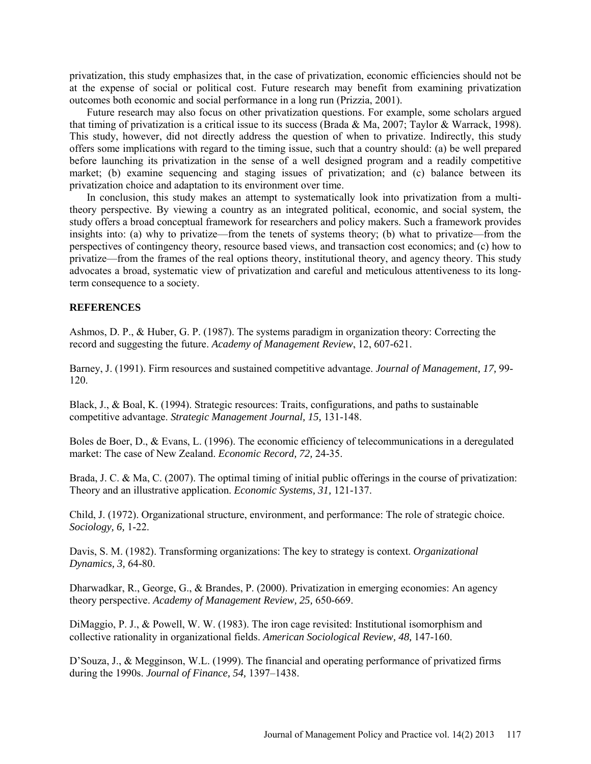privatization, this study emphasizes that, in the case of privatization, economic efficiencies should not be at the expense of social or political cost. Future research may benefit from examining privatization outcomes both economic and social performance in a long run (Prizzia, 2001).

Future research may also focus on other privatization questions. For example, some scholars argued that timing of privatization is a critical issue to its success (Brada & Ma, 2007; Taylor & Warrack, 1998). This study, however, did not directly address the question of when to privatize. Indirectly, this study offers some implications with regard to the timing issue, such that a country should: (a) be well prepared before launching its privatization in the sense of a well designed program and a readily competitive market; (b) examine sequencing and staging issues of privatization; and (c) balance between its privatization choice and adaptation to its environment over time.

In conclusion, this study makes an attempt to systematically look into privatization from a multi-theory perspective. By viewing a country as an integrated political, economic, and social system, the study offers a broad conceptual framework for researchers and policy makers. Such a framework provides insights into: (a) why to privatize—from the tenets of systems theory; (b) what to privatize—from the perspectives of contingency theory, resource based views, and transaction cost economics; and (c) how to privatize—from the frames of the real options theory, institutional theory, and agency theory. This study advocates a broad, systematic view of privatization and careful and meticulous attentiveness to its long-term consequence to a society.

## REFERENCES

Ashmos, D. P., & Huber, G. P. (1987). The systems paradigm in organization theory: Correcting the record and suggesting the future. *Academy of Management Review*, 12, 607-621.

Barney, J. (1991). Firm resources and sustained competitive advantage. *Journal of Management, 17,* 99-120.

Black, J., & Boal, K. (1994). Strategic resources: Traits, configurations, and paths to sustainable competitive advantage. *Strategic Management Journal, 15,* 131-148.

Boles de Boer, D., & Evans, L. (1996). The economic efficiency of telecommunications in a deregulated market: The case of New Zealand. *Economic Record, 72,* 24-35.

Brada, J. C. & Ma, C. (2007). The optimal timing of initial public offerings in the course of privatization: Theory and an illustrative application. *Economic Systems, 31,* 121-137.

Child, J. (1972). Organizational structure, environment, and performance: The role of strategic choice. *Sociology, 6,* 1-22.

Davis, S. M. (1982). Transforming organizations: The key to strategy is context. *Organizational Dynamics, 3*, 64-80.

Dharwadkar, R., George, G., & Brandes, P. (2000). Privatization in emerging economies: An agency theory perspective. *Academy of Management Review, 25,* 650-669.

DiMaggio, P. J., & Powell, W. W. (1983). The iron cage revisited: Institutional isomorphism and collective rationality in organizational fields. *American Sociological Review, 48,* 147-160.

D'Souza, J., & Megginson, W.L. (1999). The financial and operating performance of privatized firms during the 1990s. *Journal of Finance, 54,* 1397–1438.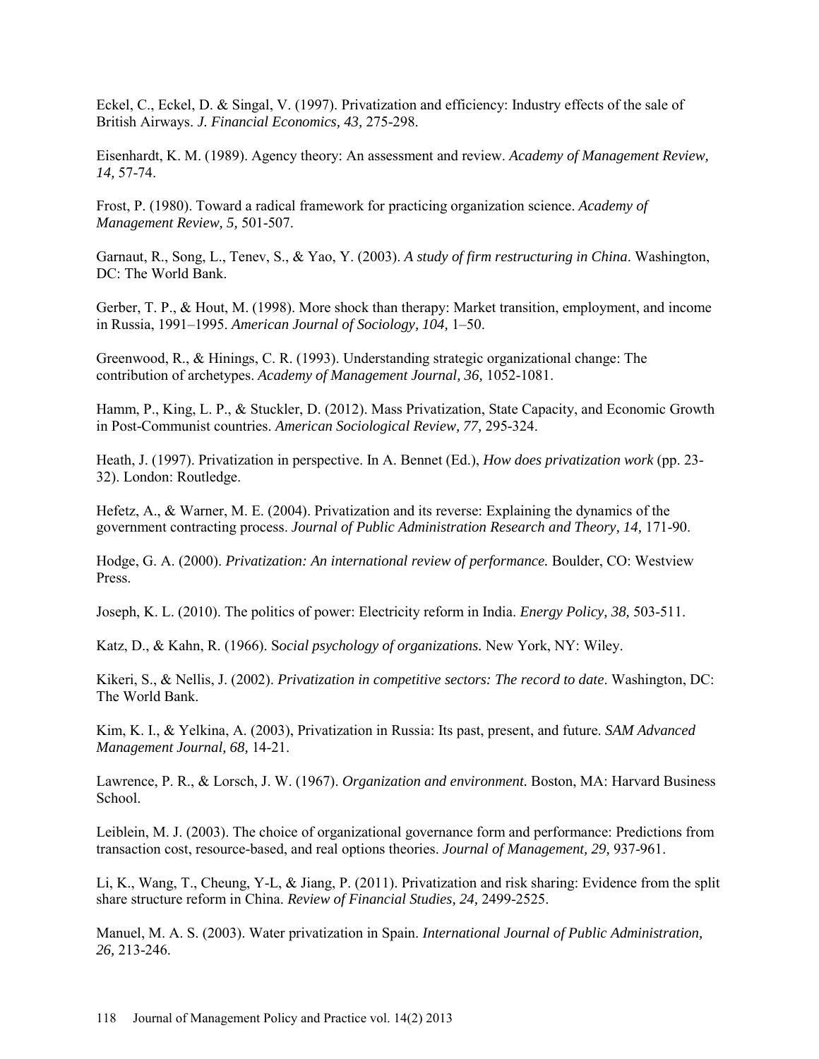Eckel, C., Eckel, D. & Singal, V. (1997). Privatization and efficiency: Industry effects of the sale of British Airways. *J. Financial Economics, 43,* 275-298.

Eisenhardt, K. M. (1989). Agency theory: An assessment and review. *Academy of Management Review, 14,* 57-74.

Frost, P. (1980). Toward a radical framework for practicing organization science. *Academy of Management Review, 5,* 501-507.

Garnaut, R., Song, L., Tenev, S., & Yao, Y. (2003). *A study of firm restructuring in China*. Washington, DC: The World Bank.

Gerber, T. P., & Hout, M. (1998). More shock than therapy: Market transition, employment, and income in Russia, 1991–1995. *American Journal of Sociology, 104,* 1–50.

Greenwood, R., & Hinings, C. R. (1993). Understanding strategic organizational change: The contribution of archetypes. *Academy of Management Journal, 36,* 1052-1081.

Hamm, P., King, L. P., & Stuckler, D. (2012). Mass Privatization, State Capacity, and Economic Growth in Post-Communist countries. *American Sociological Review, 77,* 295-324.

Heath, J. (1997). Privatization in perspective. In A. Bennet (Ed.), *How does privatization work* (pp. 23-32). London: Routledge.

Hefetz, A., & Warner, M. E. (2004). Privatization and its reverse: Explaining the dynamics of the government contracting process. *Journal of Public Administration Research and Theory, 14,* 171-90.

Hodge, G. A. (2000). *Privatization: An international review of performance.* Boulder, CO: Westview Press.

Joseph, K. L. (2010). The politics of power: Electricity reform in India. *Energy Policy, 38,* 503-511.

Katz, D., & Kahn, R. (1966). S*ocial psychology of organizations.* New York, NY: Wiley.

Kikeri, S., & Nellis, J. (2002). *Privatization in competitive sectors: The record to date*. Washington, DC: The World Bank.

Kim, K. I., & Yelkina, A. (2003), Privatization in Russia: Its past, present, and future. *SAM Advanced Management Journal, 68,* 14-21.

Lawrence, P. R., & Lorsch, J. W. (1967). *Organization and environment.* Boston, MA: Harvard Business School.

Leiblein, M. J. (2003). The choice of organizational governance form and performance: Predictions from transaction cost, resource-based, and real options theories. *Journal of Management, 29,* 937-961.

Li, K., Wang, T., Cheung, Y-L, & Jiang, P. (2011). Privatization and risk sharing: Evidence from the split share structure reform in China. *Review of Financial Studies, 24,* 2499-2525.

Manuel, M. A. S. (2003). Water privatization in Spain. *International Journal of Public Administration, 26,* 213-246.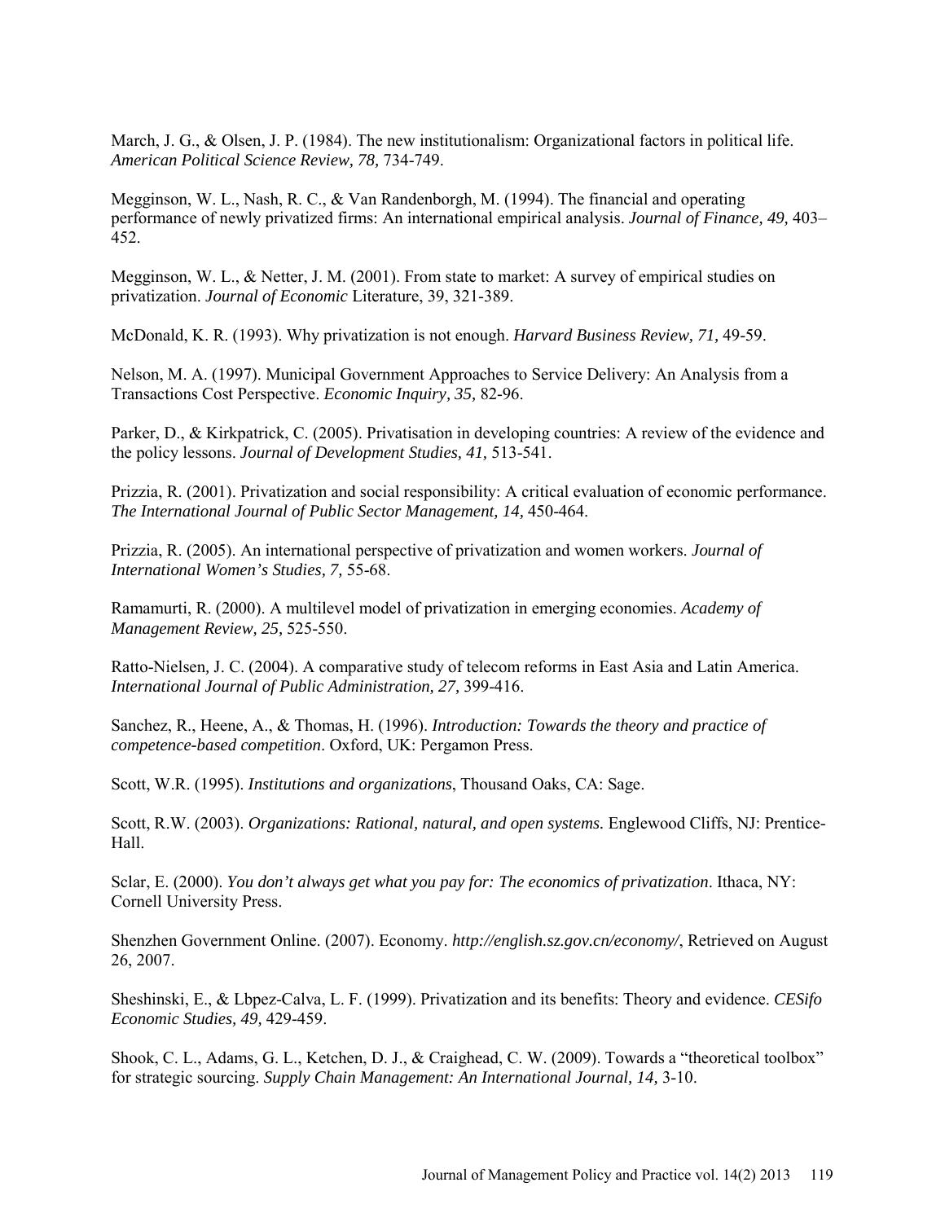March, J. G., & Olsen, J. P. (1984). The new institutionalism: Organizational factors in political life. *American Political Science Review, 78,* 734-749.

Megginson, W. L., Nash, R. C., & Van Randenborgh, M. (1994). The financial and operating performance of newly privatized firms: An international empirical analysis. *Journal of Finance, 49,* 403–452.

Megginson, W. L., & Netter, J. M. (2001). From state to market: A survey of empirical studies on privatization. *Journal of Economic* Literature, 39, 321-389.

McDonald, K. R. (1993). Why privatization is not enough. *Harvard Business Review, 71,* 49-59.

Nelson, M. A. (1997). Municipal Government Approaches to Service Delivery: An Analysis from a Transactions Cost Perspective. *Economic Inquiry, 35,* 82-96.

Parker, D., & Kirkpatrick, C. (2005). Privatisation in developing countries: A review of the evidence and the policy lessons. *Journal of Development Studies, 41,* 513-541.

Prizzia, R. (2001). Privatization and social responsibility: A critical evaluation of economic performance. *The International Journal of Public Sector Management, 14,* 450-464.

Prizzia, R. (2005). An international perspective of privatization and women workers. *Journal of International Women's Studies, 7,* 55-68.

Ramamurti, R. (2000). A multilevel model of privatization in emerging economies. *Academy of Management Review, 25,* 525-550.

Ratto-Nielsen, J. C. (2004). A comparative study of telecom reforms in East Asia and Latin America. *International Journal of Public Administration, 27,* 399-416.

Sanchez, R., Heene, A., & Thomas, H. (1996). *Introduction: Towards the theory and practice of competence-based competition*. Oxford, UK: Pergamon Press.

Scott, W.R. (1995). *Institutions and organizations*, Thousand Oaks, CA: Sage.

Scott, R.W. (2003). *Organizations: Rational, natural, and open systems.* Englewood Cliffs, NJ: Prentice-Hall.

Sclar, E. (2000). *You don't always get what you pay for: The economics of privatization*. Ithaca, NY: Cornell University Press.

Shenzhen Government Online. (2007). Economy. *http://english.sz.gov.cn/economy/*, Retrieved on August 26, 2007.

Sheshinski, E., & Lbpez-Calva, L. F. (1999). Privatization and its benefits: Theory and evidence. *CESifo Economic Studies, 49,* 429-459.

Shook, C. L., Adams, G. L., Ketchen, D. J., & Craighead, C. W. (2009). Towards a "theoretical toolbox" for strategic sourcing. *Supply Chain Management: An International Journal, 14,* 3-10.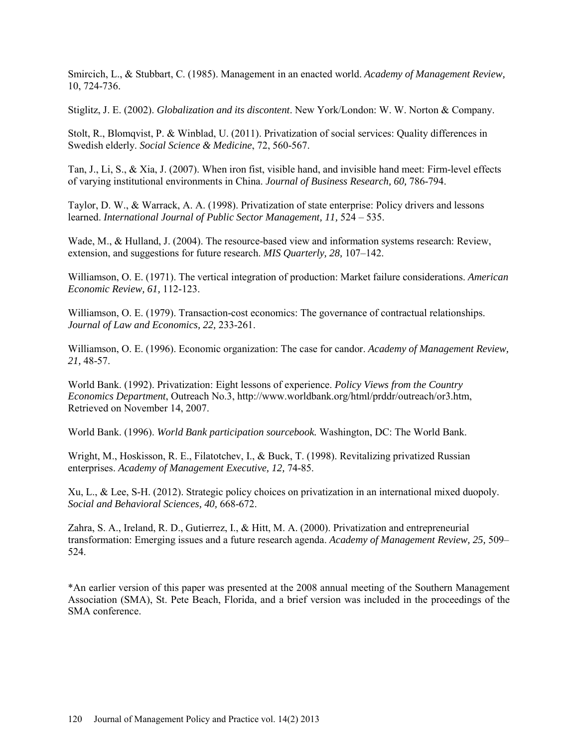Smircich, L., & Stubbart, C. (1985). Management in an enacted world. *Academy of Management Review,* 10, 724-736.

Stiglitz, J. E. (2002). *Globalization and its discontent*. New York/London: W. W. Norton & Company.

Stolt, R., Blomqvist, P. & Winblad, U. (2011). Privatization of social services: Quality differences in Swedish elderly. *Social Science & Medicine*, 72, 560-567.

Tan, J., Li, S., & Xia, J. (2007). When iron fist, visible hand, and invisible hand meet: Firm-level effects of varying institutional environments in China. *Journal of Business Research, 60,* 786-794.

Taylor, D. W., & Warrack, A. A. (1998). Privatization of state enterprise: Policy drivers and lessons learned. *International Journal of Public Sector Management, 11,* 524 – 535.

Wade, M., & Hulland, J. (2004). The resource-based view and information systems research: Review, extension, and suggestions for future research. *MIS Quarterly, 28,* 107–142.

Williamson, O. E. (1971). The vertical integration of production: Market failure considerations. *American Economic Review, 61,* 112-123.

Williamson, O. E. (1979). Transaction-cost economics: The governance of contractual relationships. *Journal of Law and Economics, 22,* 233-261.

Williamson, O. E. (1996). Economic organization: The case for candor. *Academy of Management Review, 21,* 48-57.

World Bank. (1992). Privatization: Eight lessons of experience. *Policy Views from the Country Economics Department*, Outreach No.3, http://www.worldbank.org/html/prddr/outreach/or3.htm, Retrieved on November 14, 2007.

World Bank. (1996). *World Bank participation sourcebook.* Washington, DC: The World Bank.

Wright, M., Hoskisson, R. E., Filatotchev, I., & Buck, T. (1998). Revitalizing privatized Russian enterprises. *Academy of Management Executive, 12,* 74-85.

Xu, L., & Lee, S-H. (2012). Strategic policy choices on privatization in an international mixed duopoly. *Social and Behavioral Sciences, 40,* 668-672.

Zahra, S. A., Ireland, R. D., Gutierrez, I., & Hitt, M. A. (2000). Privatization and entrepreneurial transformation: Emerging issues and a future research agenda. *Academy of Management Review, 25,* 509–524.

*An earlier version of this paper was presented at the 2008 annual meeting of the Southern Management Association (SMA), St. Pete Beach, Florida, and a brief version was included in the proceedings of the SMA conference.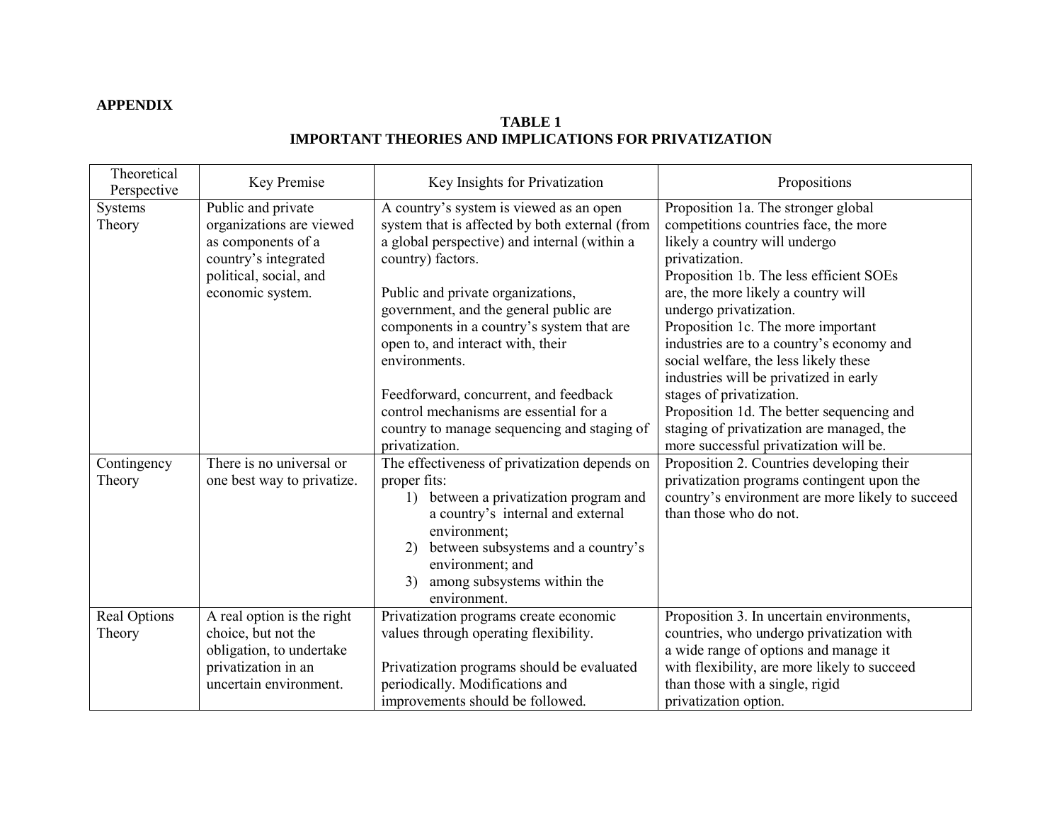**APPENDIX**

**TABLE 1**
**IMPORTANT THEORIES AND IMPLICATIONS FOR PRIVATIZATION**

| Theoretical Perspective | Key Premise | Key Insights for Privatization | Propositions |
|---|---|---|---|
| Systems Theory | Public and private organizations are viewed as components of a country's integrated political, social, and economic system. | A country's system is viewed as an open system that is affected by both external (from a global perspective) and internal (within a country) factors.<br><br>Public and private organizations, government, and the general public are components in a country's system that are open to, and interact with, their environments.<br><br>Feedforward, concurrent, and feedback control mechanisms are essential for a country to manage sequencing and staging of privatization. | Proposition 1a. The stronger global competitions countries face, the more likely a country will undergo privatization.<br>Proposition 1b. The less efficient SOEs are, the more likely a country will undergo privatization.<br>Proposition 1c. The more important industries are to a country's economy and social welfare, the less likely these industries will be privatized in early stages of privatization.<br>Proposition 1d. The better sequencing and staging of privatization are managed, the more successful privatization will be. |
| Contingency Theory | There is no universal or one best way to privatize. | The effectiveness of privatization depends on proper fits:<br>1) between a privatization program and a country's internal and external environment;<br>2) between subsystems and a country's environment; and<br>3) among subsystems within the environment. | Proposition 2. Countries developing their privatization programs contingent upon the country's environment are more likely to succeed than those who do not. |
| Real Options Theory | A real option is the right choice, but not the obligation, to undertake privatization in an uncertain environment. | Privatization programs create economic values through operating flexibility.<br><br>Privatization programs should be evaluated periodically. Modifications and improvements should be followed. | Proposition 3. In uncertain environments, countries, who undergo privatization with a wide range of options and manage it with flexibility, are more likely to succeed than those with a single, rigid privatization option. |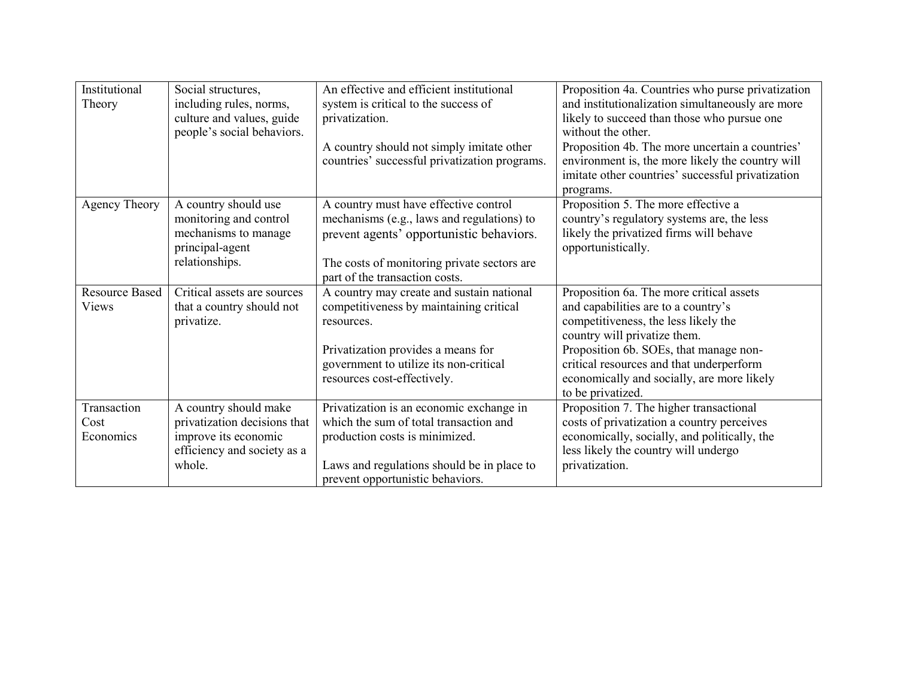| | | | |
|---|---|---|---|
| Institutional Theory | Social structures, including rules, norms, culture and values, guide people's social behaviors. | An effective and efficient institutional system is critical to the success of privatization.<br><br>A country should not simply imitate other countries' successful privatization programs. | Proposition 4a. Countries who purse privatization and institutionalization simultaneously are more likely to succeed than those who pursue one without the other.<br>Proposition 4b. The more uncertain a countries' environment is, the more likely the country will imitate other countries' successful privatization programs. |
| Agency Theory | A country should use monitoring and control mechanisms to manage principal-agent relationships. | A country must have effective control mechanisms (e.g., laws and regulations) to prevent agents' opportunistic behaviors.<br><br>The costs of monitoring private sectors are part of the transaction costs. | Proposition 5. The more effective a country's regulatory systems are, the less likely the privatized firms will behave opportunistically. |
| Resource Based Views | Critical assets are sources that a country should not privatize. | A country may create and sustain national competitiveness by maintaining critical resources.<br><br>Privatization provides a means for government to utilize its non-critical resources cost-effectively. | Proposition 6a. The more critical assets and capabilities are to a country's competitiveness, the less likely the country will privatize them.<br>Proposition 6b. SOEs, that manage non-critical resources and that underperform economically and socially, are more likely to be privatized. |
| Transaction Cost Economics | A country should make privatization decisions that improve its economic efficiency and society as a whole. | Privatization is an economic exchange in which the sum of total transaction and production costs is minimized.<br><br>Laws and regulations should be in place to prevent opportunistic behaviors. | Proposition 7. The higher transactional costs of privatization a country perceives economically, socially, and politically, the less likely the country will undergo privatization. |